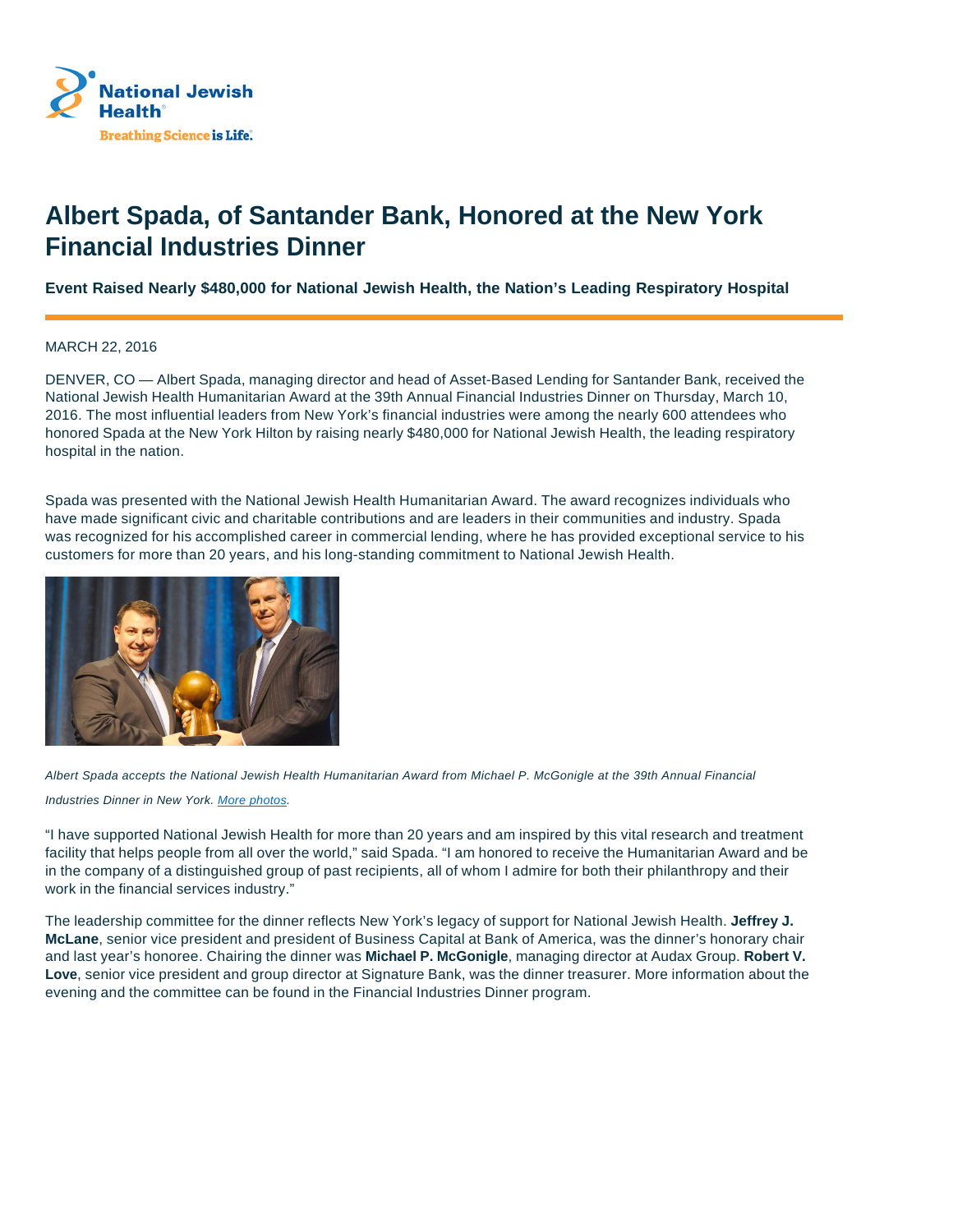National Jewish Health

Breathing Science is Life.

# Albert Spada, of Santander Bank, Honored at the New York Financial Industries Dinner

**Event Raised Nearly $480,000 for National Jewish Health, the Nation's Leading Respiratory Hospital**

MARCH 22, 2016

DENVER, CO — Albert Spada, managing director and head of Asset-Based Lending for Santander Bank, received the National Jewish Health Humanitarian Award at the 39th Annual Financial Industries Dinner on Thursday, March 10, 2016. The most influential leaders from New York's financial industries were among the nearly 600 attendees who honored Spada at the New York Hilton by raising nearly $480,000 for National Jewish Health, the leading respiratory hospital in the nation.

Spada was presented with the National Jewish Health Humanitarian Award. The award recognizes individuals who have made significant civic and charitable contributions and are leaders in their communities and industry. Spada was recognized for his accomplished career in commercial lending, where he has provided exceptional service to his customers for more than 20 years, and his long-standing commitment to National Jewish Health.

*Albert Spada accepts the National Jewish Health Humanitarian Award from Michael P. McGonigle at the 39th Annual Financial Industries Dinner in New York. More photos.*

"I have supported National Jewish Health for more than 20 years and am inspired by this vital research and treatment facility that helps people from all over the world," said Spada. "I am honored to receive the Humanitarian Award and be in the company of a distinguished group of past recipients, all of whom I admire for both their philanthropy and their work in the financial services industry."

The leadership committee for the dinner reflects New York's legacy of support for National Jewish Health. **Jeffrey J. McLane**, senior vice president and president of Business Capital at Bank of America, was the dinner's honorary chair and last year's honoree. Chairing the dinner was **Michael P. McGonigle**, managing director at Audax Group. **Robert V. Love**, senior vice president and group director at Signature Bank, was the dinner treasurer. More information about the evening and the committee can be found in the Financial Industries Dinner program.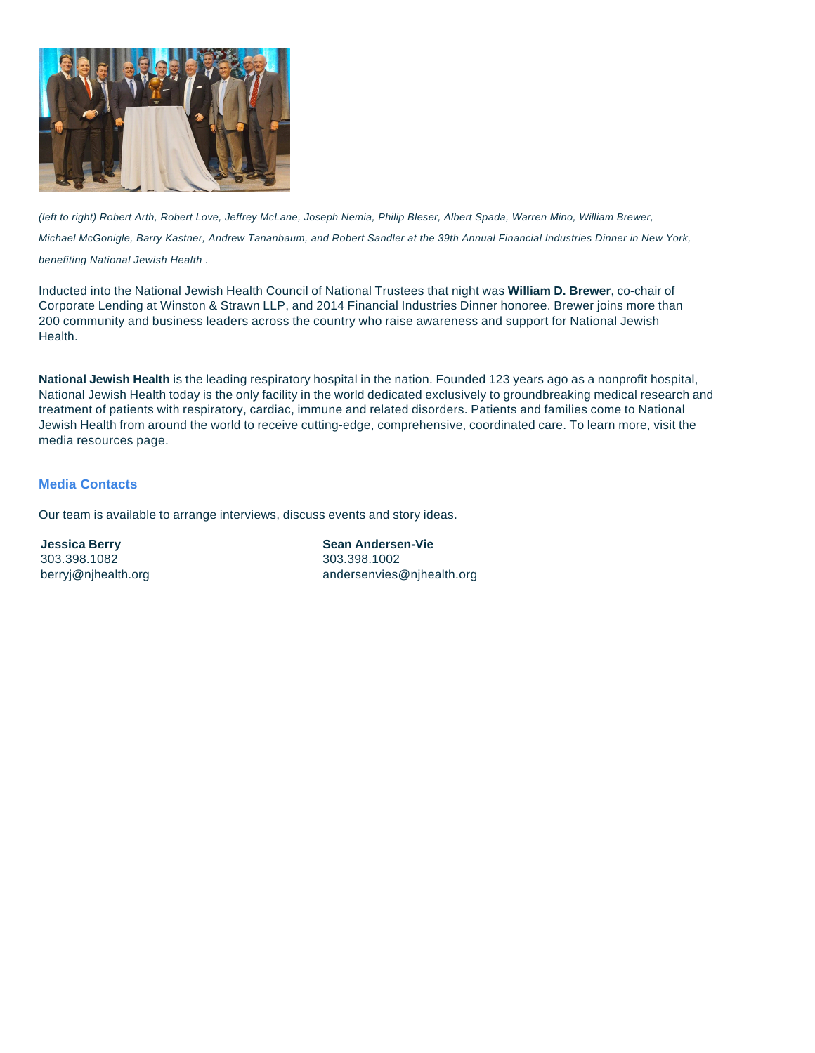*(left to right) Robert Arth, Robert Love, Jeffrey McLane, Joseph Nemia, Philip Bleser, Albert Spada, Warren Mino, William Brewer, Michael McGonigle, Barry Kastner, Andrew Tananbaum, and Robert Sandler at the 39th Annual Financial Industries Dinner in New York, benefiting National Jewish Health .*

Inducted into the National Jewish Health Council of National Trustees that night was **William D. Brewer**, co-chair of Corporate Lending at Winston & Strawn LLP, and 2014 Financial Industries Dinner honoree. Brewer joins more than 200 community and business leaders across the country who raise awareness and support for National Jewish Health.

**National Jewish Health** is the leading respiratory hospital in the nation. Founded 123 years ago as a nonprofit hospital, National Jewish Health today is the only facility in the world dedicated exclusively to groundbreaking medical research and treatment of patients with respiratory, cardiac, immune and related disorders. Patients and families come to National Jewish Health from around the world to receive cutting-edge, comprehensive, coordinated care. To learn more, visit the media resources page.

## Media Contacts

Our team is available to arrange interviews, discuss events and story ideas.

**Jessica Berry**
303.398.1082
berryj@njhealth.org

**Sean Andersen-Vie**
303.398.1002
andersenvies@njhealth.org